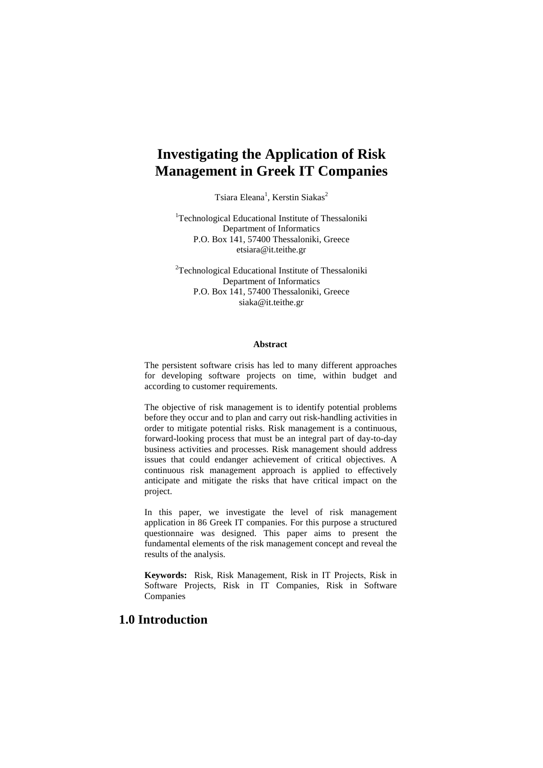// Transcribed page content follows below. Any mangling is my error
# Investigating the Application of Risk Management in Greek IT Companies

Tsiara Eleana[1], Kerstin Siakas[2]

[1]Technological Educational Institute of Thessaloniki
Department of Informatics
P.O. Box 141, 57400 Thessaloniki, Greece
etsiara@it.teithe.gr

[2]Technological Educational Institute of Thessaloniki
Department of Informatics
P.O. Box 141, 57400 Thessaloniki, Greece
siaka@it.teithe.gr

**Abstract**

The persistent software crisis has led to many different approaches for developing software projects on time, within budget and according to customer requirements.

The objective of risk management is to identify potential problems before they occur and to plan and carry out risk-handling activities in order to mitigate potential risks. Risk management is a continuous, forward-looking process that must be an integral part of day-to-day business activities and processes. Risk management should address issues that could endanger achievement of critical objectives. A continuous risk management approach is applied to effectively anticipate and mitigate the risks that have critical impact on the project.

In this paper, we investigate the level of risk management application in 86 Greek IT companies. For this purpose a structured questionnaire was designed. This paper aims to present the fundamental elements of the risk management concept and reveal the results of the analysis.

**Keywords:** Risk, Risk Management, Risk in IT Projects, Risk in Software Projects, Risk in IT Companies, Risk in Software Companies

## 1.0 Introduction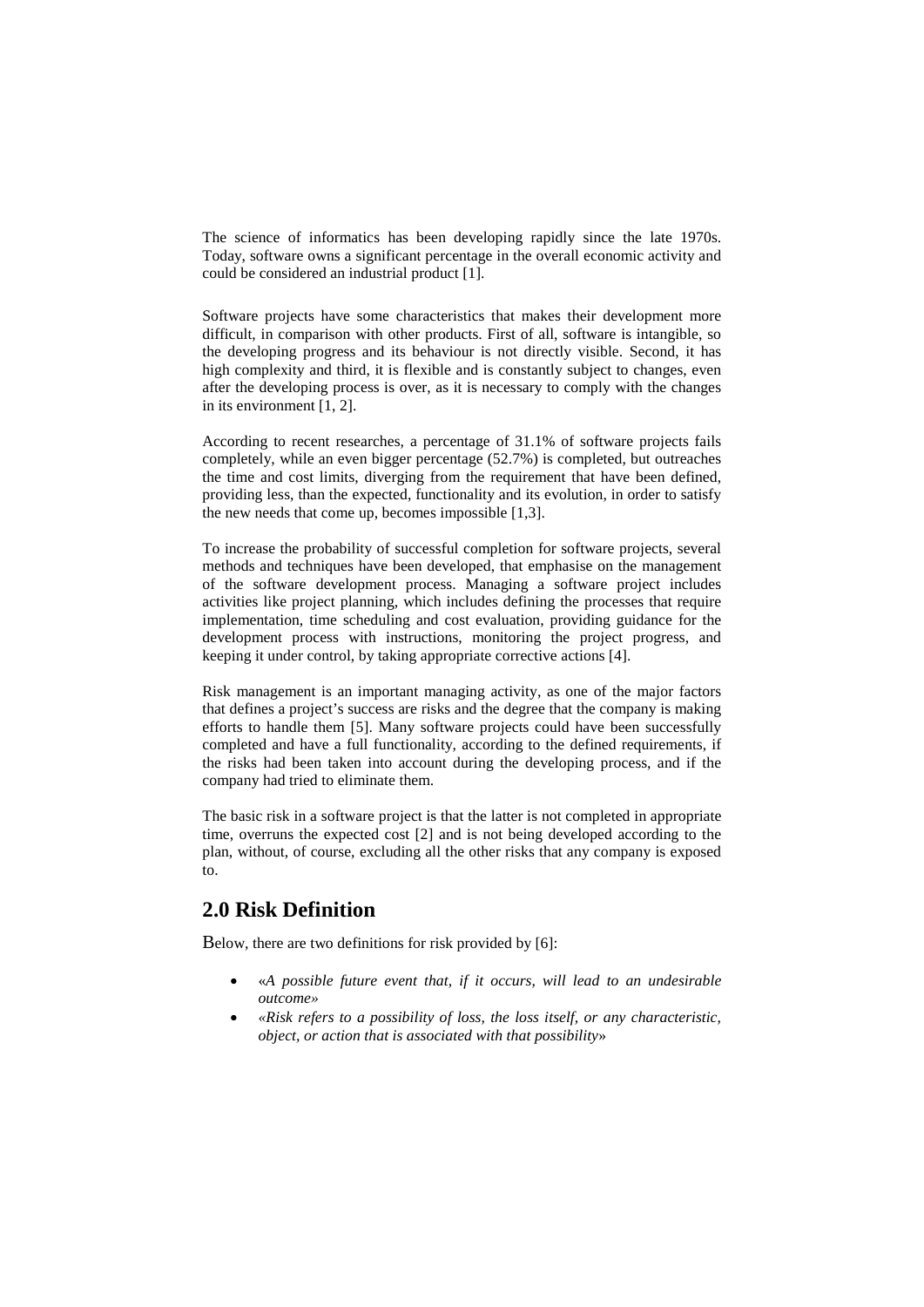The science of informatics has been developing rapidly since the late 1970s. Today, software owns a significant percentage in the overall economic activity and could be considered an industrial product [1].

Software projects have some characteristics that makes their development more difficult, in comparison with other products. First of all, software is intangible, so the developing progress and its behaviour is not directly visible. Second, it has high complexity and third, it is flexible and is constantly subject to changes, even after the developing process is over, as it is necessary to comply with the changes in its environment [1, 2].

According to recent researches, a percentage of 31.1% of software projects fails completely, while an even bigger percentage (52.7%) is completed, but outreaches the time and cost limits, diverging from the requirement that have been defined, providing less, than the expected, functionality and its evolution, in order to satisfy the new needs that come up, becomes impossible [1,3].

To increase the probability of successful completion for software projects, several methods and techniques have been developed, that emphasise on the management of the software development process. Managing a software project includes activities like project planning, which includes defining the processes that require implementation, time scheduling and cost evaluation, providing guidance for the development process with instructions, monitoring the project progress, and keeping it under control, by taking appropriate corrective actions [4].

Risk management is an important managing activity, as one of the major factors that defines a project's success are risks and the degree that the company is making efforts to handle them [5]. Many software projects could have been successfully completed and have a full functionality, according to the defined requirements, if the risks had been taken into account during the developing process, and if the company had tried to eliminate them.

The basic risk in a software project is that the latter is not completed in appropriate time, overruns the expected cost [2] and is not being developed according to the plan, without, of course, excluding all the other risks that any company is exposed to.

## 2.0 Risk Definition

Below, there are two definitions for risk provided by [6]:

- «*A possible future event that, if it occurs, will lead to an undesirable outcome*»
- «*Risk refers to a possibility of loss, the loss itself, or any characteristic, object, or action that is associated with that possibility*»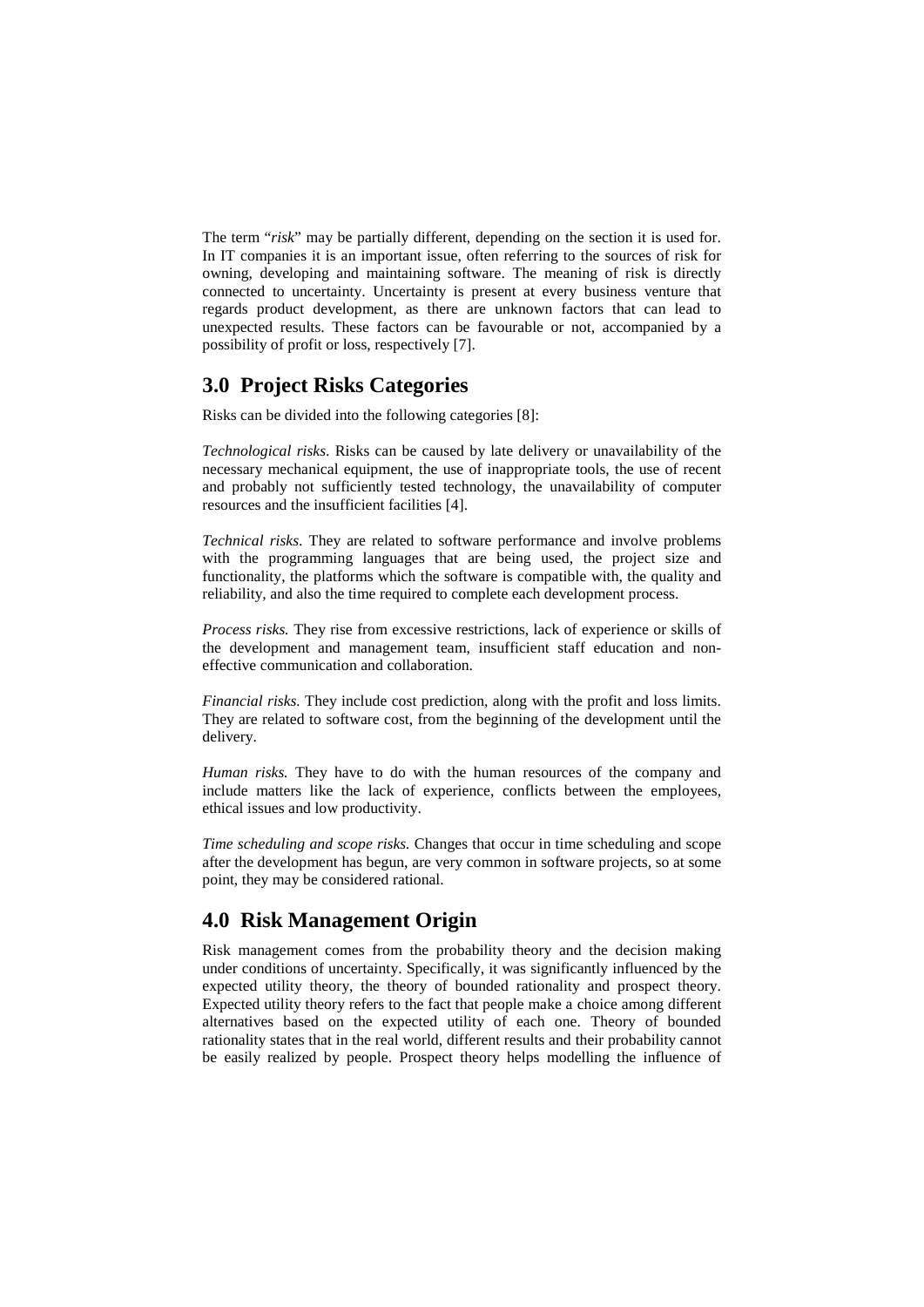The term "*risk*" may be partially different, depending on the section it is used for. In IT companies it is an important issue, often referring to the sources of risk for owning, developing and maintaining software. The meaning of risk is directly connected to uncertainty. Uncertainty is present at every business venture that regards product development, as there are unknown factors that can lead to unexpected results. These factors can be favourable or not, accompanied by a possibility of profit or loss, respectively [7].

## 3.0 Project Risks Categories

Risks can be divided into the following categories [8]:

*Technological risks*. Risks can be caused by late delivery or unavailability of the necessary mechanical equipment, the use of inappropriate tools, the use of recent and probably not sufficiently tested technology, the unavailability of computer resources and the insufficient facilities [4].

*Technical risks*. They are related to software performance and involve problems with the programming languages that are being used, the project size and functionality, the platforms which the software is compatible with, the quality and reliability, and also the time required to complete each development process.

*Process risks.* They rise from excessive restrictions, lack of experience or skills of the development and management team, insufficient staff education and non-effective communication and collaboration.

*Financial risks.* They include cost prediction, along with the profit and loss limits. They are related to software cost, from the beginning of the development until the delivery.

*Human risks.* They have to do with the human resources of the company and include matters like the lack of experience, conflicts between the employees, ethical issues and low productivity.

*Time scheduling and scope risks.* Changes that occur in time scheduling and scope after the development has begun, are very common in software projects, so at some point, they may be considered rational.

## 4.0 Risk Management Origin

Risk management comes from the probability theory and the decision making under conditions of uncertainty. Specifically, it was significantly influenced by the expected utility theory, the theory of bounded rationality and prospect theory. Expected utility theory refers to the fact that people make a choice among different alternatives based on the expected utility of each one. Theory of bounded rationality states that in the real world, different results and their probability cannot be easily realized by people. Prospect theory helps modelling the influence of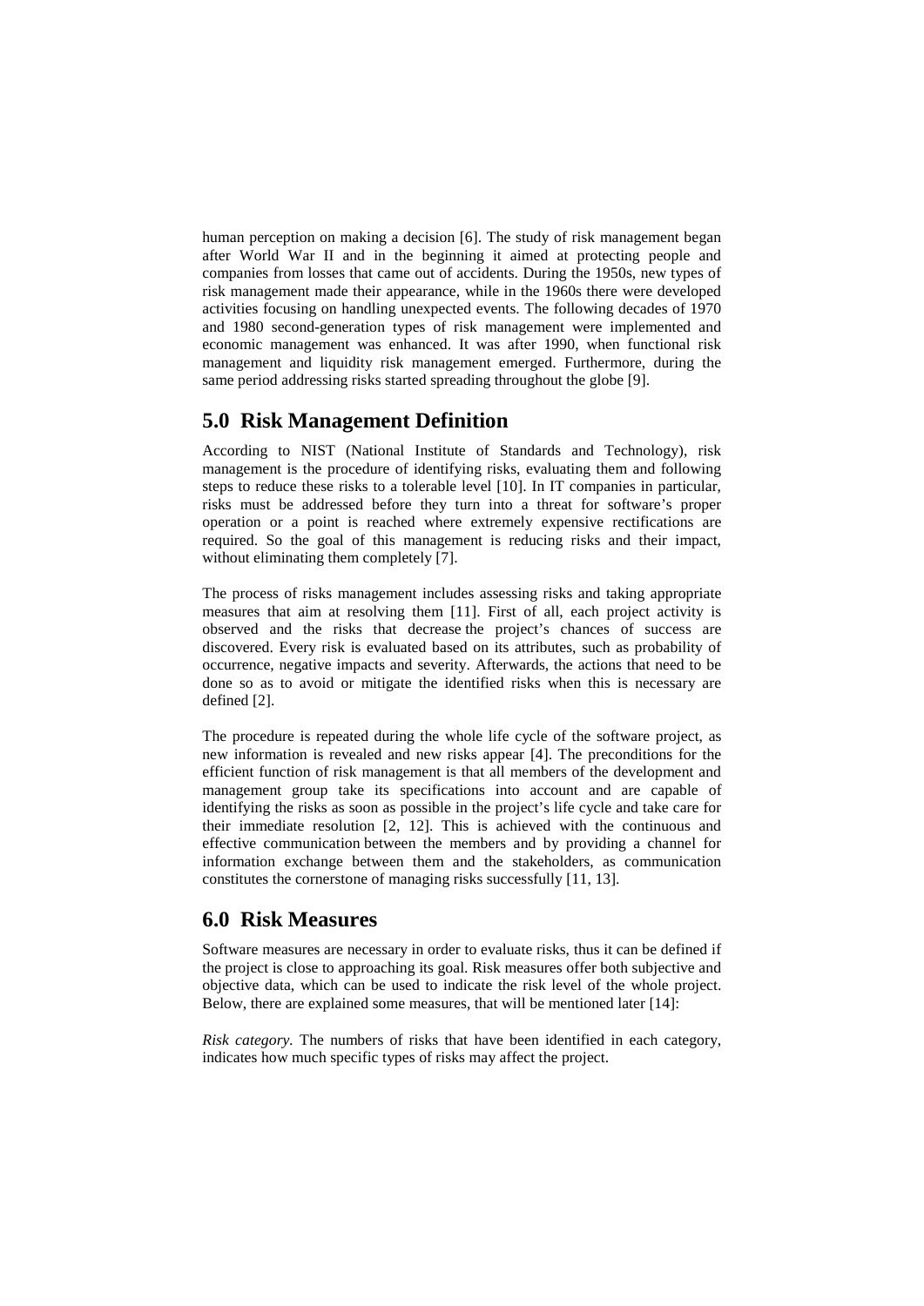human perception on making a decision [6]. The study of risk management began after World War II and in the beginning it aimed at protecting people and companies from losses that came out of accidents. During the 1950s, new types of risk management made their appearance, while in the 1960s there were developed activities focusing on handling unexpected events. The following decades of 1970 and 1980 second-generation types of risk management were implemented and economic management was enhanced. It was after 1990, when functional risk management and liquidity risk management emerged. Furthermore, during the same period addressing risks started spreading throughout the globe [9].

## 5.0 Risk Management Definition

According to NIST (National Institute of Standards and Technology), risk management is the procedure of identifying risks, evaluating them and following steps to reduce these risks to a tolerable level [10]. In IT companies in particular, risks must be addressed before they turn into a threat for software's proper operation or a point is reached where extremely expensive rectifications are required. So the goal of this management is reducing risks and their impact, without eliminating them completely [7].

The process of risks management includes assessing risks and taking appropriate measures that aim at resolving them [11]. First of all, each project activity is observed and the risks that decrease the project's chances of success are discovered. Every risk is evaluated based on its attributes, such as probability of occurrence, negative impacts and severity. Afterwards, the actions that need to be done so as to avoid or mitigate the identified risks when this is necessary are defined [2].

The procedure is repeated during the whole life cycle of the software project, as new information is revealed and new risks appear [4]. The preconditions for the efficient function of risk management is that all members of the development and management group take its specifications into account and are capable of identifying the risks as soon as possible in the project's life cycle and take care for their immediate resolution [2, 12]. This is achieved with the continuous and effective communication between the members and by providing a channel for information exchange between them and the stakeholders, as communication constitutes the cornerstone of managing risks successfully [11, 13].

## 6.0 Risk Measures

Software measures are necessary in order to evaluate risks, thus it can be defined if the project is close to approaching its goal. Risk measures offer both subjective and objective data, which can be used to indicate the risk level of the whole project. Below, there are explained some measures, that will be mentioned later [14]:

*Risk category.* The numbers of risks that have been identified in each category, indicates how much specific types of risks may affect the project.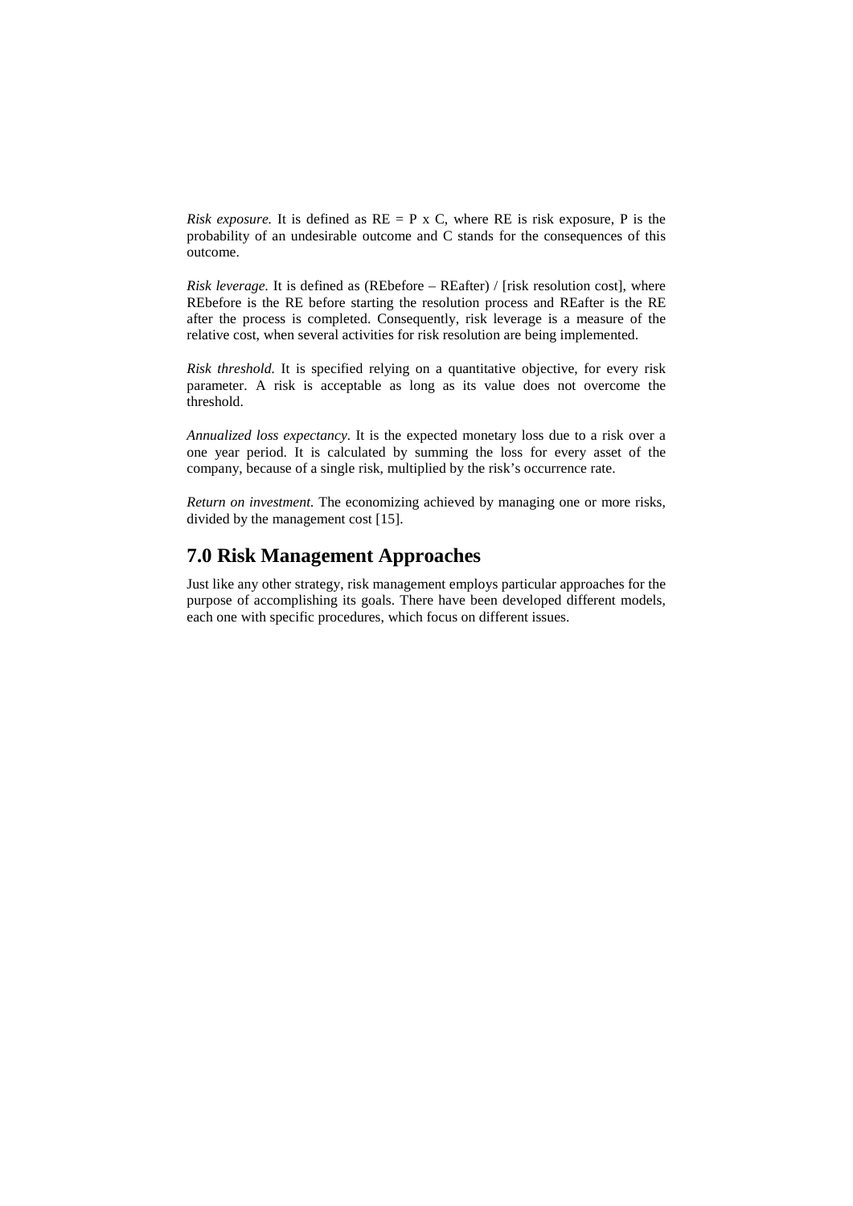*Risk exposure.* It is defined as $RE = P \times C$, where RE is risk exposure, P is the probability of an undesirable outcome and C stands for the consequences of this outcome.

*Risk leverage.* It is defined as ($RE_{before} - RE_{after}$) / [risk resolution cost], where $RE_{before}$ is the RE before starting the resolution process and $RE_{after}$ is the RE after the process is completed. Consequently, risk leverage is a measure of the relative cost, when several activities for risk resolution are being implemented.

*Risk threshold.* It is specified relying on a quantitative objective, for every risk parameter. A risk is acceptable as long as its value does not overcome the threshold.

*Annualized loss expectancy.* It is the expected monetary loss due to a risk over a one year period. It is calculated by summing the loss for every asset of the company, because of a single risk, multiplied by the risk's occurrence rate.

*Return on investment.* The economizing achieved by managing one or more risks, divided by the management cost [15].

## 7.0 Risk Management Approaches

Just like any other strategy, risk management employs particular approaches for the purpose of accomplishing its goals. There have been developed different models, each one with specific procedures, which focus on different issues.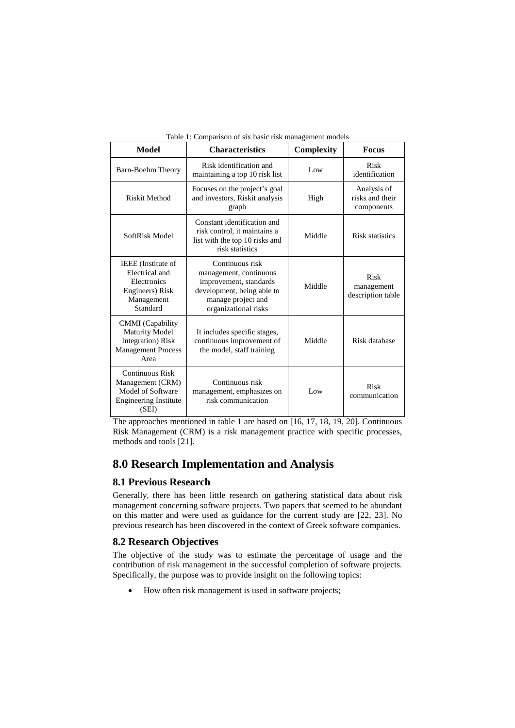Table 1: Comparison of six basic risk management models

| Model | Characteristics | Complexity | Focus |
|---|---|---|---|
| Barn-Boehm Theory | Risk identification and maintaining a top 10 risk list | Low | Risk identification |
| Riskit Method | Focuses on the project's goal and investors, Riskit analysis graph | High | Analysis of risks and their components |
| SoftRisk Model | Constant identification and risk control, it maintains a list with the top 10 risks and risk statistics | Middle | Risk statistics |
| IEEE (Institute of Electrical and Electronics Engineers) Risk Management Standard | Continuous risk management, continuous improvement, standards development, being able to manage project and organizational risks | Middle | Risk management description table |
| CMMI (Capability Maturity Model Integration) Risk Management Process Area | It includes specific stages, continuous improvement of the model, staff training | Middle | Risk database |
| Continuous Risk Management (CRM) Model of Software Engineering Institute (SEI) | Continuous risk management, emphasizes on risk communication | Low | Risk communication |

The approaches mentioned in table 1 are based on [16, 17, 18, 19, 20]. Continuous Risk Management (CRM) is a risk management practice with specific processes, methods and tools [21].

# 8.0 Research Implementation and Analysis

## 8.1 Previous Research

Generally, there has been little research on gathering statistical data about risk management concerning software projects. Two papers that seemed to be abundant on this matter and were used as guidance for the current study are [22, 23]. No previous research has been discovered in the context of Greek software companies.

## 8.2 Research Objectives

The objective of the study was to estimate the percentage of usage and the contribution of risk management in the successful completion of software projects. Specifically, the purpose was to provide insight on the following topics:

- How often risk management is used in software projects;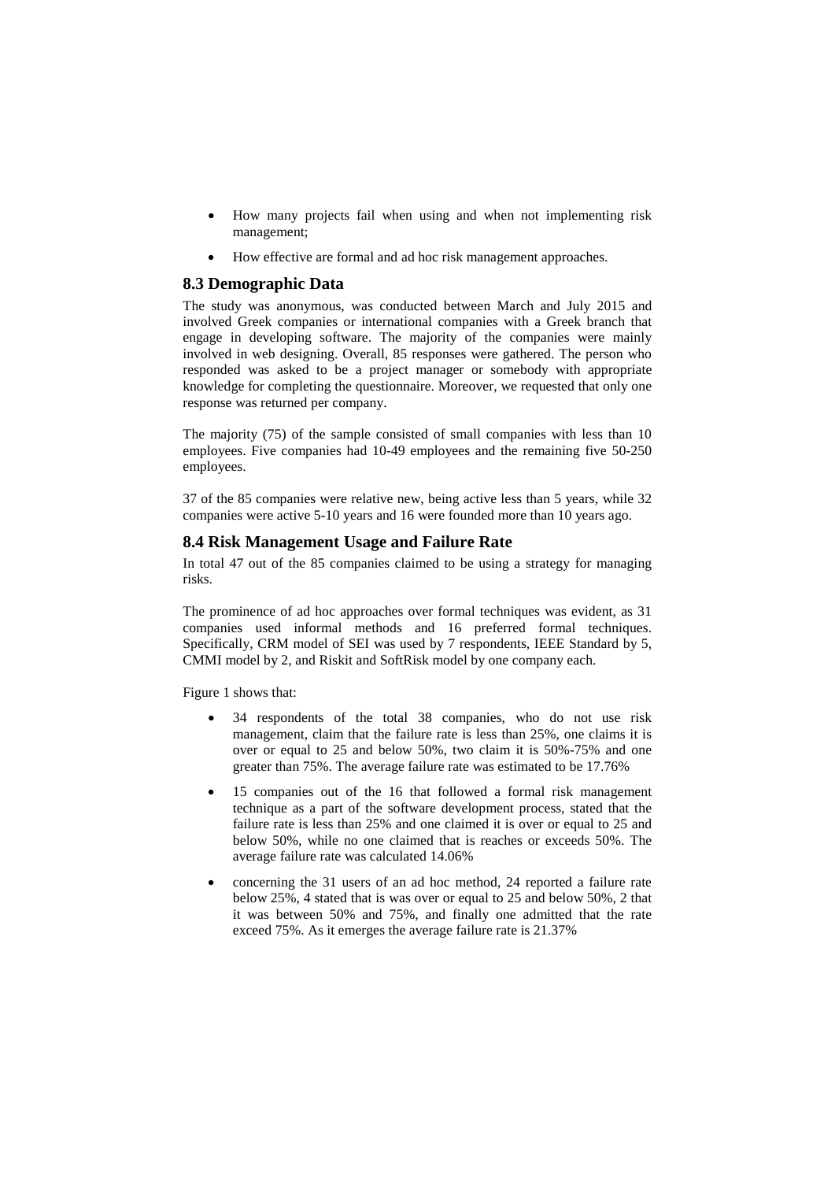- How many projects fail when using and when not implementing risk management;
- How effective are formal and ad hoc risk management approaches.

### 8.3 Demographic Data

The study was anonymous, was conducted between March and July 2015 and involved Greek companies or international companies with a Greek branch that engage in developing software. The majority of the companies were mainly involved in web designing. Overall, 85 responses were gathered. The person who responded was asked to be a project manager or somebody with appropriate knowledge for completing the questionnaire. Moreover, we requested that only one response was returned per company.

The majority (75) of the sample consisted of small companies with less than 10 employees. Five companies had 10-49 employees and the remaining five 50-250 employees.

37 of the 85 companies were relative new, being active less than 5 years, while 32 companies were active 5-10 years and 16 were founded more than 10 years ago.

### 8.4 Risk Management Usage and Failure Rate

In total 47 out of the 85 companies claimed to be using a strategy for managing risks.

The prominence of ad hoc approaches over formal techniques was evident, as 31 companies used informal methods and 16 preferred formal techniques. Specifically, CRM model of SEI was used by 7 respondents, IEEE Standard by 5, CMMI model by 2, and Riskit and SoftRisk model by one company each.

Figure 1 shows that:

- 34 respondents of the total 38 companies, who do not use risk management, claim that the failure rate is less than 25%, one claims it is over or equal to 25 and below 50%, two claim it is 50%-75% and one greater than 75%. The average failure rate was estimated to be 17.76%
- 15 companies out of the 16 that followed a formal risk management technique as a part of the software development process, stated that the failure rate is less than 25% and one claimed it is over or equal to 25 and below 50%, while no one claimed that is reaches or exceeds 50%. The average failure rate was calculated 14.06%
- concerning the 31 users of an ad hoc method, 24 reported a failure rate below 25%, 4 stated that is was over or equal to 25 and below 50%, 2 that it was between 50% and 75%, and finally one admitted that the rate exceed 75%. As it emerges the average failure rate is 21.37%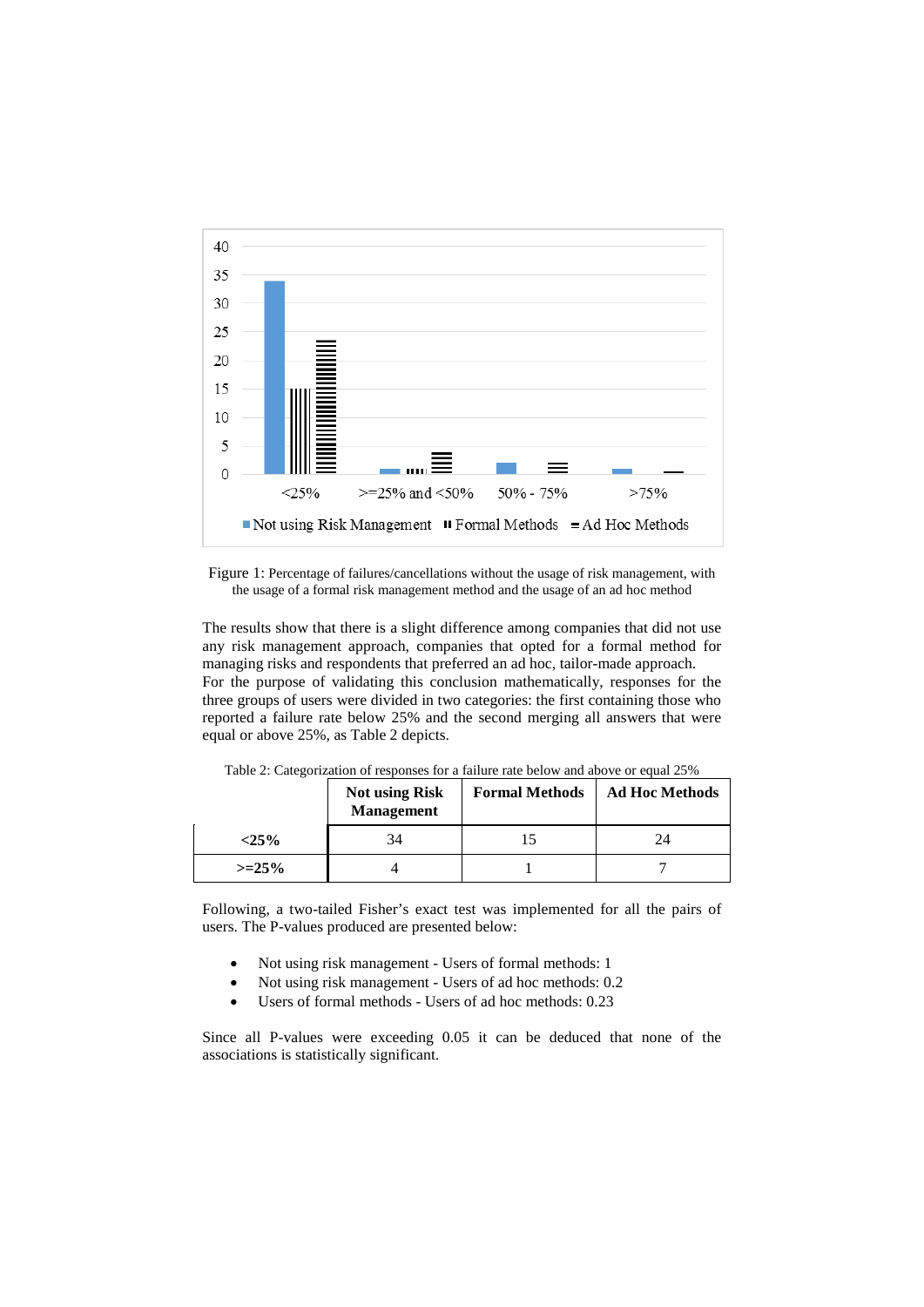Figure 1: Percentage of failures/cancellations without the usage of risk management, with the usage of a formal risk management method and the usage of an ad hoc method

The results show that there is a slight difference among companies that did not use any risk management approach, companies that opted for a formal method for managing risks and respondents that preferred an ad hoc, tailor-made approach.
For the purpose of validating this conclusion mathematically, responses for the three groups of users were divided in two categories: the first containing those who reported a failure rate below 25% and the second merging all answers that were equal or above 25%, as Table 2 depicts.

Table 2: Categorization of responses for a failure rate below and above or equal 25%

| | Not using Risk Management | Formal Methods | Ad Hoc Methods |
|---|---|---|---|
| **<25%** | 34 | 15 | 24 |
| **>=25%** | 4 | 1 | 7 |

Following, a two-tailed Fisher's exact test was implemented for all the pairs of users. The P-values produced are presented below:

- Not using risk management - Users of formal methods: 1
- Not using risk management - Users of ad hoc methods: 0.2
- Users of formal methods - Users of ad hoc methods: 0.23

Since all P-values were exceeding 0.05 it can be deduced that none of the associations is statistically significant.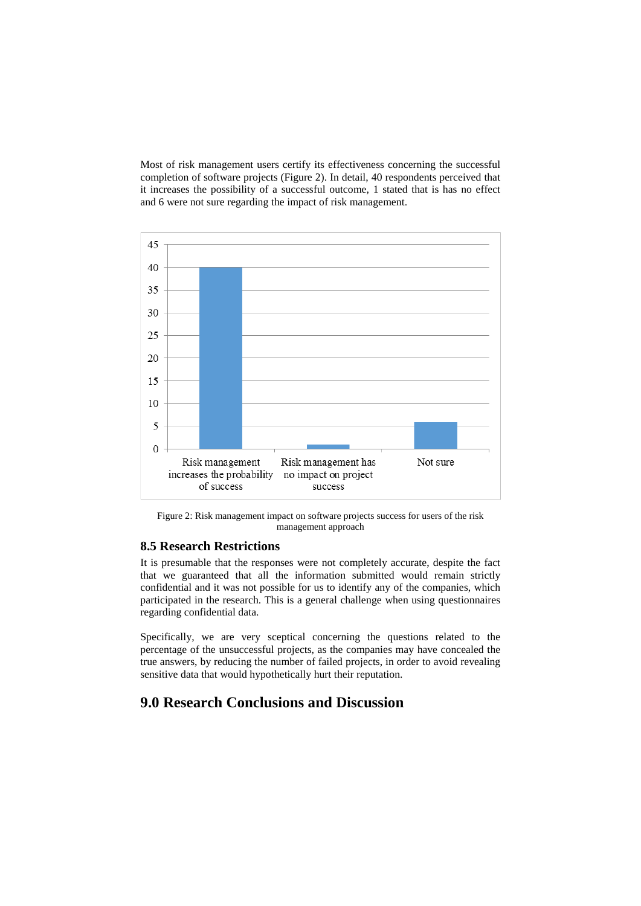Most of risk management users certify its effectiveness concerning the successful completion of software projects (Figure 2). In detail, 40 respondents perceived that it increases the possibility of a successful outcome, 1 stated that is has no effect and 6 were not sure regarding the impact of risk management.

Figure 2: Risk management impact on software projects success for users of the risk management approach

### 8.5 Research Restrictions

It is presumable that the responses were not completely accurate, despite the fact that we guaranteed that all the information submitted would remain strictly confidential and it was not possible for us to identify any of the companies, which participated in the research. This is a general challenge when using questionnaires regarding confidential data.

Specifically, we are very sceptical concerning the questions related to the percentage of the unsuccessful projects, as the companies may have concealed the true answers, by reducing the number of failed projects, in order to avoid revealing sensitive data that would hypothetically hurt their reputation.

## 9.0 Research Conclusions and Discussion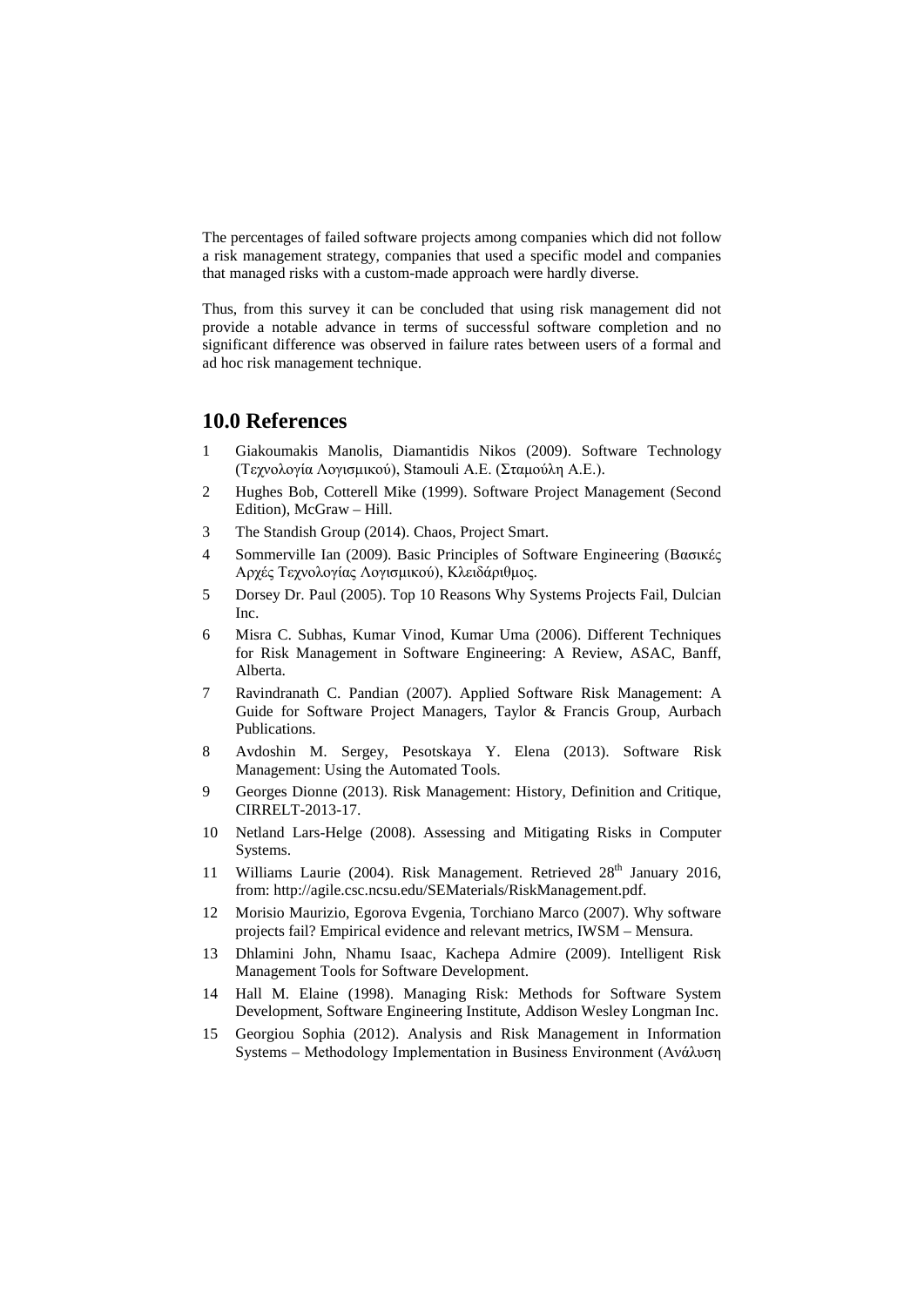The percentages of failed software projects among companies which did not follow a risk management strategy, companies that used a specific model and companies that managed risks with a custom-made approach were hardly diverse.

Thus, from this survey it can be concluded that using risk management did not provide a notable advance in terms of successful software completion and no significant difference was observed in failure rates between users of a formal and ad hoc risk management technique.

## 10.0 References

1. Giakoumakis Manolis, Diamantidis Nikos (2009). Software Technology (Τεχνολογία Λογισμικού), Stamouli A.E. (Σταμούλη Α.Ε.).
2. Hughes Bob, Cotterell Mike (1999). Software Project Management (Second Edition), McGraw – Hill.
3. The Standish Group (2014). Chaos, Project Smart.
4. Sommerville Ian (2009). Basic Principles of Software Engineering (Βασικές Αρχές Τεχνολογίας Λογισμικού), Κλειδάριθμος.
5. Dorsey Dr. Paul (2005). Top 10 Reasons Why Systems Projects Fail, Dulcian Inc.
6. Misra C. Subhas, Kumar Vinod, Kumar Uma (2006). Different Techniques for Risk Management in Software Engineering: A Review, ASAC, Banff, Alberta.
7. Ravindranath C. Pandian (2007). Applied Software Risk Management: A Guide for Software Project Managers, Taylor & Francis Group, Aurbach Publications.
8. Avdoshin M. Sergey, Pesotskaya Y. Elena (2013). Software Risk Management: Using the Automated Tools.
9. Georges Dionne (2013). Risk Management: History, Definition and Critique, CIRRELT-2013-17.
10. Netland Lars-Helge (2008). Assessing and Mitigating Risks in Computer Systems.
11. Williams Laurie (2004). Risk Management. Retrieved 28th January 2016, from: http://agile.csc.ncsu.edu/SEMaterials/RiskManagement.pdf.
12. Morisio Maurizio, Egorova Evgenia, Torchiano Marco (2007). Why software projects fail? Empirical evidence and relevant metrics, IWSM – Mensura.
13. Dhlamini John, Nhamu Isaac, Kachepa Admire (2009). Intelligent Risk Management Tools for Software Development.
14. Hall M. Elaine (1998). Managing Risk: Methods for Software System Development, Software Engineering Institute, Addison Wesley Longman Inc.
15. Georgiou Sophia (2012). Analysis and Risk Management in Information Systems – Methodology Implementation in Business Environment (Ανάλυση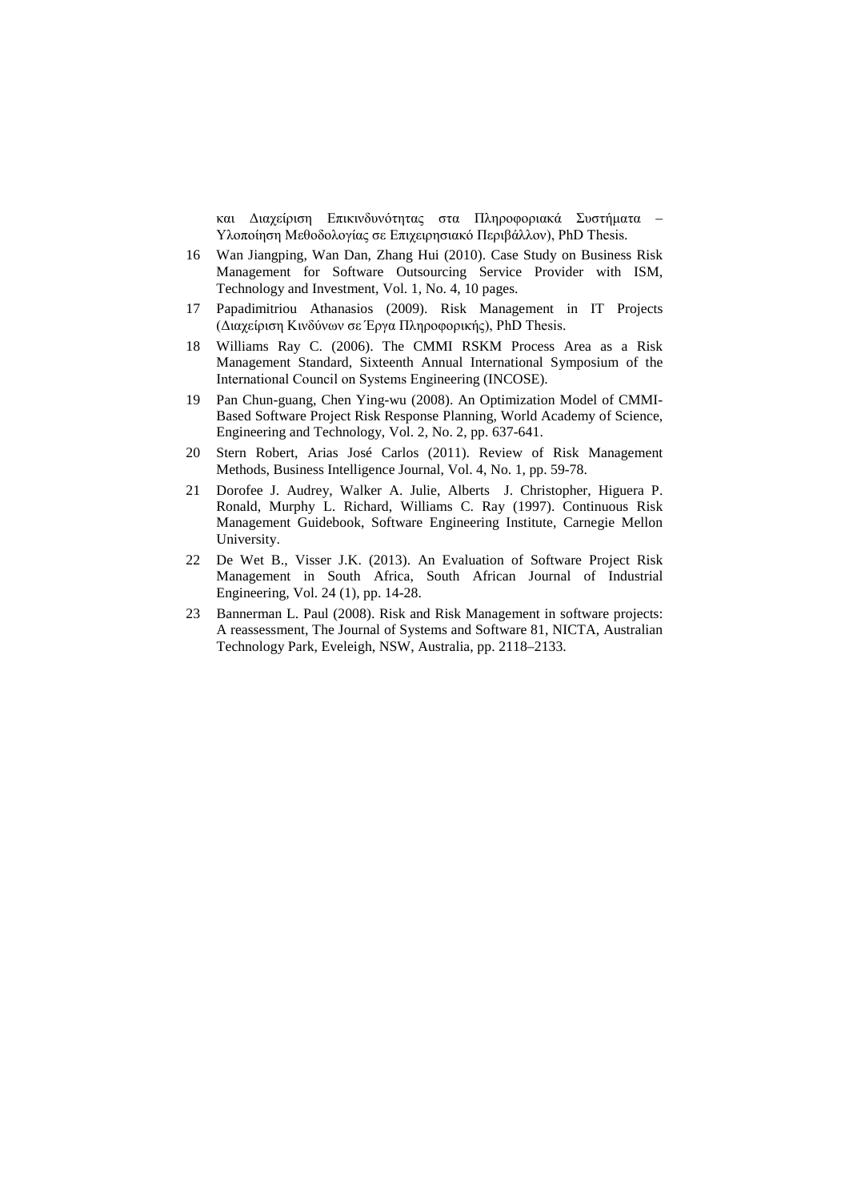και Διαχείριση Επικινδυνότητας στα Πληροφοριακά Συστήματα – Υλοποίηση Μεθοδολογίας σε Επιχειρησιακό Περιβάλλον), PhD Thesis.

16 Wan Jiangping, Wan Dan, Zhang Hui (2010). Case Study on Business Risk Management for Software Outsourcing Service Provider with ISM, Technology and Investment, Vol. 1, No. 4, 10 pages.

17 Papadimitriou Athanasios (2009). Risk Management in IT Projects (Διαχείριση Κινδύνων σε Έργα Πληροφορικής), PhD Thesis.

18 Williams Ray C. (2006). The CMMI RSKM Process Area as a Risk Management Standard, Sixteenth Annual International Symposium of the International Council on Systems Engineering (INCOSE).

19 Pan Chun-guang, Chen Ying-wu (2008). An Optimization Model of CMMI-Based Software Project Risk Response Planning, World Academy of Science, Engineering and Technology, Vol. 2, No. 2, pp. 637-641.

20 Stern Robert, Arias José Carlos (2011). Review of Risk Management Methods, Business Intelligence Journal, Vol. 4, No. 1, pp. 59-78.

21 Dorofee J. Audrey, Walker A. Julie, Alberts J. Christopher, Higuera P. Ronald, Murphy L. Richard, Williams C. Ray (1997). Continuous Risk Management Guidebook, Software Engineering Institute, Carnegie Mellon University.

22 De Wet B., Visser J.K. (2013). An Evaluation of Software Project Risk Management in South Africa, South African Journal of Industrial Engineering, Vol. 24 (1), pp. 14-28.

23 Bannerman L. Paul (2008). Risk and Risk Management in software projects: A reassessment, The Journal of Systems and Software 81, NICTA, Australian Technology Park, Eveleigh, NSW, Australia, pp. 2118–2133.